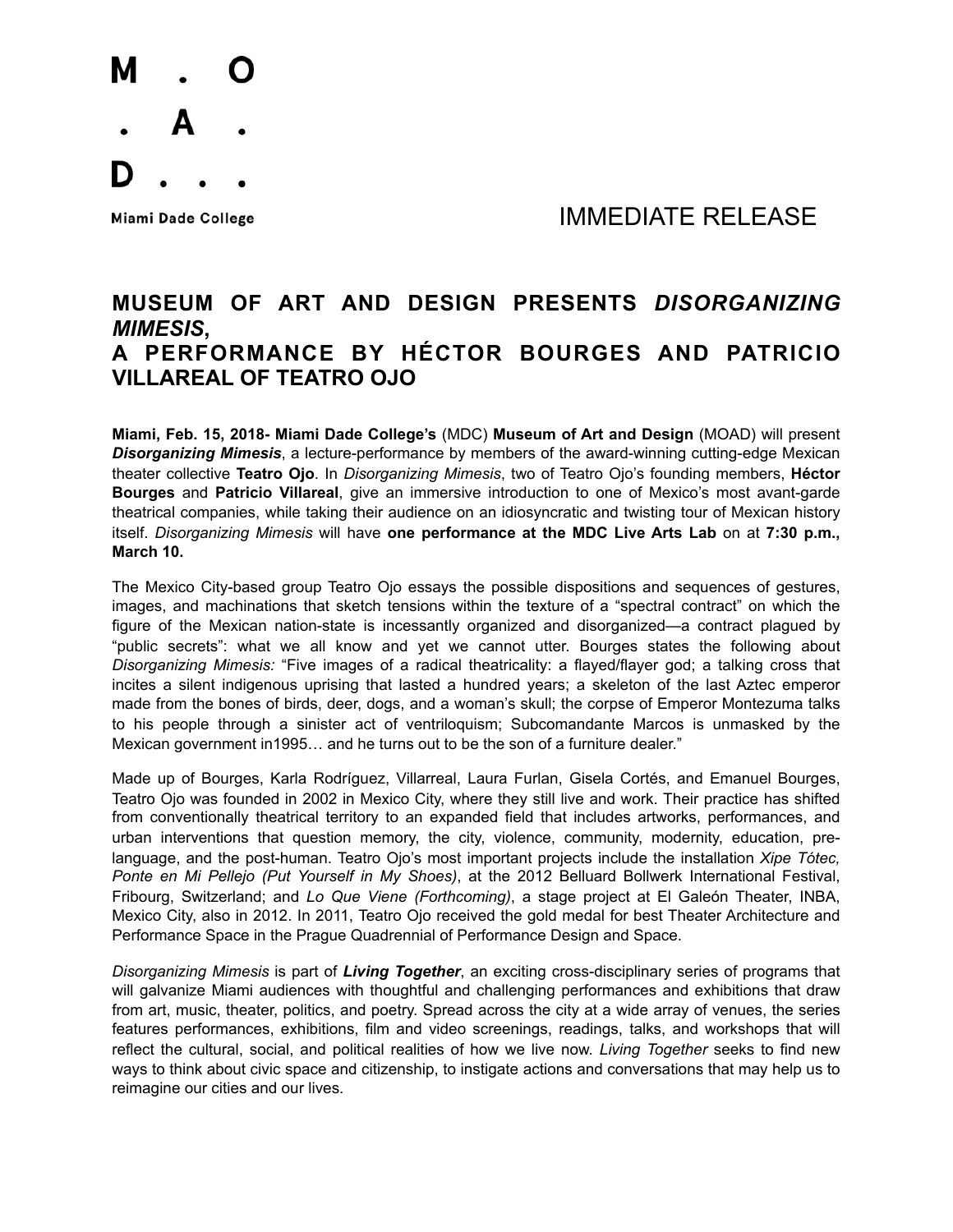M . O
. A .
D . . .

Miami Dade College

IMMEDIATE RELEASE

# MUSEUM OF ART AND DESIGN PRESENTS *DISORGANIZING MIMESIS*, A PERFORMANCE BY HÉCTOR BOURGES AND PATRICIO VILLAREAL OF TEATRO OJO

**Miami, Feb. 15, 2018- Miami Dade College's** (MDC) **Museum of Art and Design** (MOAD) will present ***Disorganizing Mimesis***, a lecture-performance by members of the award-winning cutting-edge Mexican theater collective **Teatro Ojo**. In *Disorganizing Mimesis*, two of Teatro Ojo's founding members, **Héctor Bourges** and **Patricio Villareal**, give an immersive introduction to one of Mexico's most avant-garde theatrical companies, while taking their audience on an idiosyncratic and twisting tour of Mexican history itself. *Disorganizing Mimesis* will have **one performance at the MDC Live Arts Lab** on at **7:30 p.m., March 10.**

The Mexico City-based group Teatro Ojo essays the possible dispositions and sequences of gestures, images, and machinations that sketch tensions within the texture of a "spectral contract" on which the figure of the Mexican nation-state is incessantly organized and disorganized—a contract plagued by "public secrets": what we all know and yet we cannot utter. Bourges states the following about *Disorganizing Mimesis:* "Five images of a radical theatricality: a flayed/flayer god; a talking cross that incites a silent indigenous uprising that lasted a hundred years; a skeleton of the last Aztec emperor made from the bones of birds, deer, dogs, and a woman's skull; the corpse of Emperor Montezuma talks to his people through a sinister act of ventriloquism; Subcomandante Marcos is unmasked by the Mexican government in1995… and he turns out to be the son of a furniture dealer."

Made up of Bourges, Karla Rodríguez, Villarreal, Laura Furlan, Gisela Cortés, and Emanuel Bourges, Teatro Ojo was founded in 2002 in Mexico City, where they still live and work. Their practice has shifted from conventionally theatrical territory to an expanded field that includes artworks, performances, and urban interventions that question memory, the city, violence, community, modernity, education, pre-language, and the post-human. Teatro Ojo's most important projects include the installation *Xipe Tótec, Ponte en Mi Pellejo (Put Yourself in My Shoes)*, at the 2012 Belluard Bollwerk International Festival, Fribourg, Switzerland; and *Lo Que Viene (Forthcoming)*, a stage project at El Galeón Theater, INBA, Mexico City, also in 2012. In 2011, Teatro Ojo received the gold medal for best Theater Architecture and Performance Space in the Prague Quadrennial of Performance Design and Space.

*Disorganizing Mimesis* is part of ***Living Together***, an exciting cross-disciplinary series of programs that will galvanize Miami audiences with thoughtful and challenging performances and exhibitions that draw from art, music, theater, politics, and poetry. Spread across the city at a wide array of venues, the series features performances, exhibitions, film and video screenings, readings, talks, and workshops that will reflect the cultural, social, and political realities of how we live now. *Living Together* seeks to find new ways to think about civic space and citizenship, to instigate actions and conversations that may help us to reimagine our cities and our lives.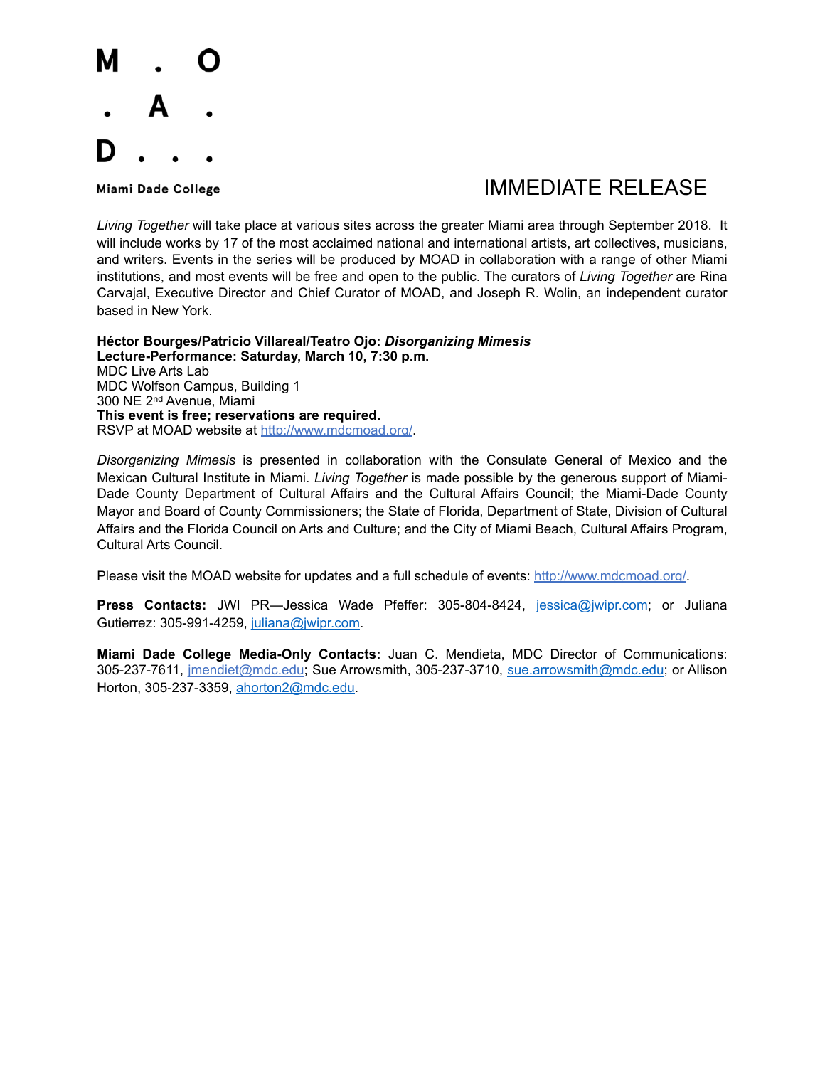M . O
. A .
D . . .

Miami Dade College

IMMEDIATE RELEASE

*Living Together* will take place at various sites across the greater Miami area through September 2018. It will include works by 17 of the most acclaimed national and international artists, art collectives, musicians, and writers. Events in the series will be produced by MOAD in collaboration with a range of other Miami institutions, and most events will be free and open to the public. The curators of *Living Together* are Rina Carvajal, Executive Director and Chief Curator of MOAD, and Joseph R. Wolin, an independent curator based in New York.

**Héctor Bourges/Patricio Villareal/Teatro Ojo: *Disorganizing Mimesis***
**Lecture-Performance: Saturday, March 10, 7:30 p.m.**
MDC Live Arts Lab
MDC Wolfson Campus, Building 1
300 NE 2nd Avenue, Miami
**This event is free; reservations are required.**
RSVP at MOAD website at http://www.mdcmoad.org/.

*Disorganizing Mimesis* is presented in collaboration with the Consulate General of Mexico and the Mexican Cultural Institute in Miami. *Living Together* is made possible by the generous support of Miami-Dade County Department of Cultural Affairs and the Cultural Affairs Council; the Miami-Dade County Mayor and Board of County Commissioners; the State of Florida, Department of State, Division of Cultural Affairs and the Florida Council on Arts and Culture; and the City of Miami Beach, Cultural Affairs Program, Cultural Arts Council.

Please visit the MOAD website for updates and a full schedule of events: http://www.mdcmoad.org/.

**Press Contacts:** JWI PR—Jessica Wade Pfeffer: 305-804-8424, jessica@jwipr.com; or Juliana Gutierrez: 305-991-4259, juliana@jwipr.com.

**Miami Dade College Media-Only Contacts:** Juan C. Mendieta, MDC Director of Communications: 305-237-7611, jmendiet@mdc.edu; Sue Arrowsmith, 305-237-3710, sue.arrowsmith@mdc.edu; or Allison Horton, 305-237-3359, ahorton2@mdc.edu.